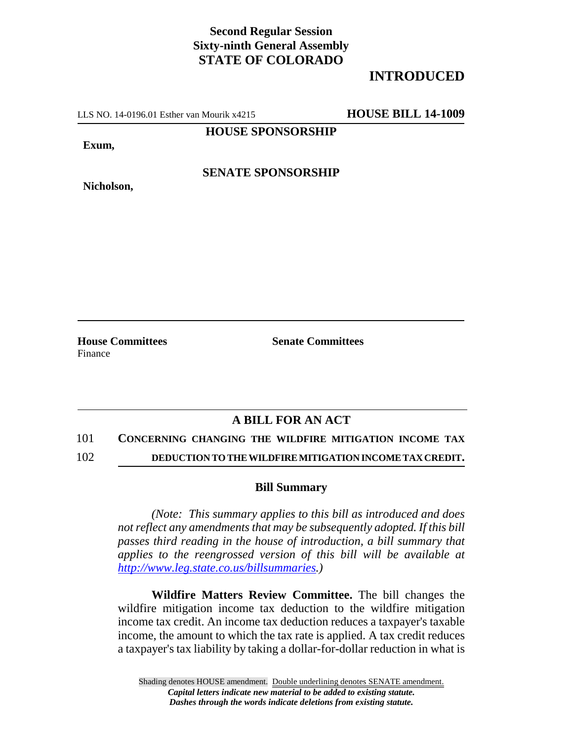**Second Regular Session**
**Sixty-ninth General Assembly**
**STATE OF COLORADO**

## INTRODUCTED

LLS NO. 14-0196.01 Esther van Mourik x4215 **HOUSE BILL 14-1009**

**HOUSE SPONSORSHIP**

**Exum,**

**SENATE SPONSORSHIP**

**Nicholson,**

**House Committees**
Finance

**Senate Committees**

## A BILL FOR AN ACT

101 **CONCERNING CHANGING THE WILDFIRE MITIGATION INCOME TAX**
102 **DEDUCTION TO THE WILDFIRE MITIGATION INCOME TAX CREDIT.**

### Bill Summary

*(Note: This summary applies to this bill as introduced and does not reflect any amendments that may be subsequently adopted. If this bill passes third reading in the house of introduction, a bill summary that applies to the reengrossed version of this bill will be available at http://www.leg.state.co.us/billsummaries.)*

**Wildfire Matters Review Committee.** The bill changes the wildfire mitigation income tax deduction to the wildfire mitigation income tax credit. An income tax deduction reduces a taxpayer's taxable income, the amount to which the tax rate is applied. A tax credit reduces a taxpayer's tax liability by taking a dollar-for-dollar reduction in what is

Shading denotes HOUSE amendment. Double underlining denotes SENATE amendment.
*Capital letters indicate new material to be added to existing statute.*
*Dashes through the words indicate deletions from existing statute.*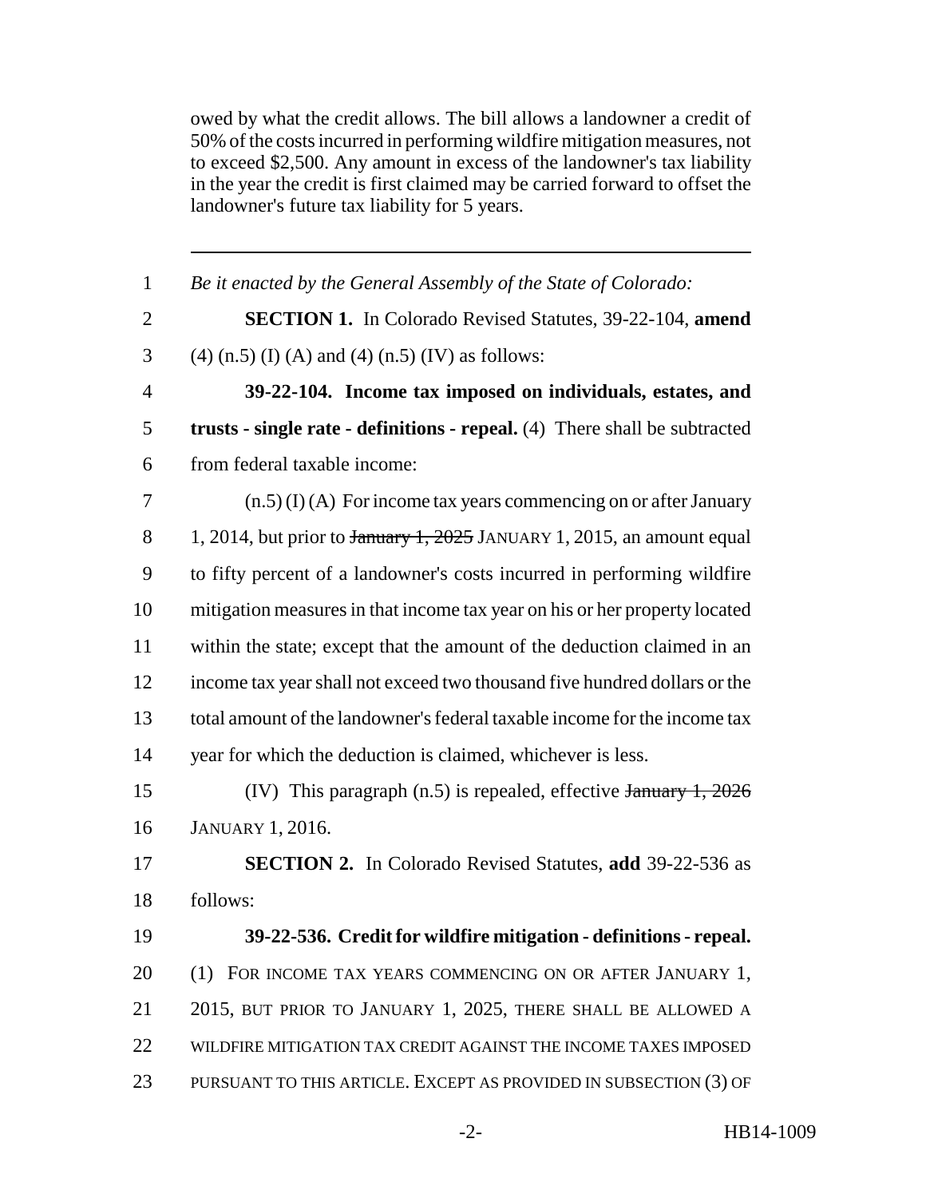owed by what the credit allows. The bill allows a landowner a credit of 50% of the costs incurred in performing wildfire mitigation measures, not to exceed $2,500. Any amount in excess of the landowner's tax liability in the year the credit is first claimed may be carried forward to offset the landowner's future tax liability for 5 years.

---

1 *Be it enacted by the General Assembly of the State of Colorado:*

2 **SECTION 1.** In Colorado Revised Statutes, 39-22-104, **amend**
3 (4) (n.5) (I) (A) and (4) (n.5) (IV) as follows:

4 **39-22-104. Income tax imposed on individuals, estates, and**
5 **trusts - single rate - definitions - repeal.** (4) There shall be subtracted
6 from federal taxable income:

7 (n.5) (I) (A) For income tax years commencing on or after January
8 1, 2014, but prior to ~~January 1, 2025~~ JANUARY 1, 2015, an amount equal
9 to fifty percent of a landowner's costs incurred in performing wildfire
10 mitigation measures in that income tax year on his or her property located
11 within the state; except that the amount of the deduction claimed in an
12 income tax year shall not exceed two thousand five hundred dollars or the
13 total amount of the landowner's federal taxable income for the income tax
14 year for which the deduction is claimed, whichever is less.

15 (IV) This paragraph (n.5) is repealed, effective ~~January 1, 2026~~
16 JANUARY 1, 2016.

17 **SECTION 2.** In Colorado Revised Statutes, **add** 39-22-536 as
18 follows:

19 **39-22-536. Credit for wildfire mitigation - definitions - repeal.**
20 (1) FOR INCOME TAX YEARS COMMENCING ON OR AFTER JANUARY 1,
21 2015, BUT PRIOR TO JANUARY 1, 2025, THERE SHALL BE ALLOWED A
22 WILDFIRE MITIGATION TAX CREDIT AGAINST THE INCOME TAXES IMPOSED
23 PURSUANT TO THIS ARTICLE. EXCEPT AS PROVIDED IN SUBSECTION (3) OF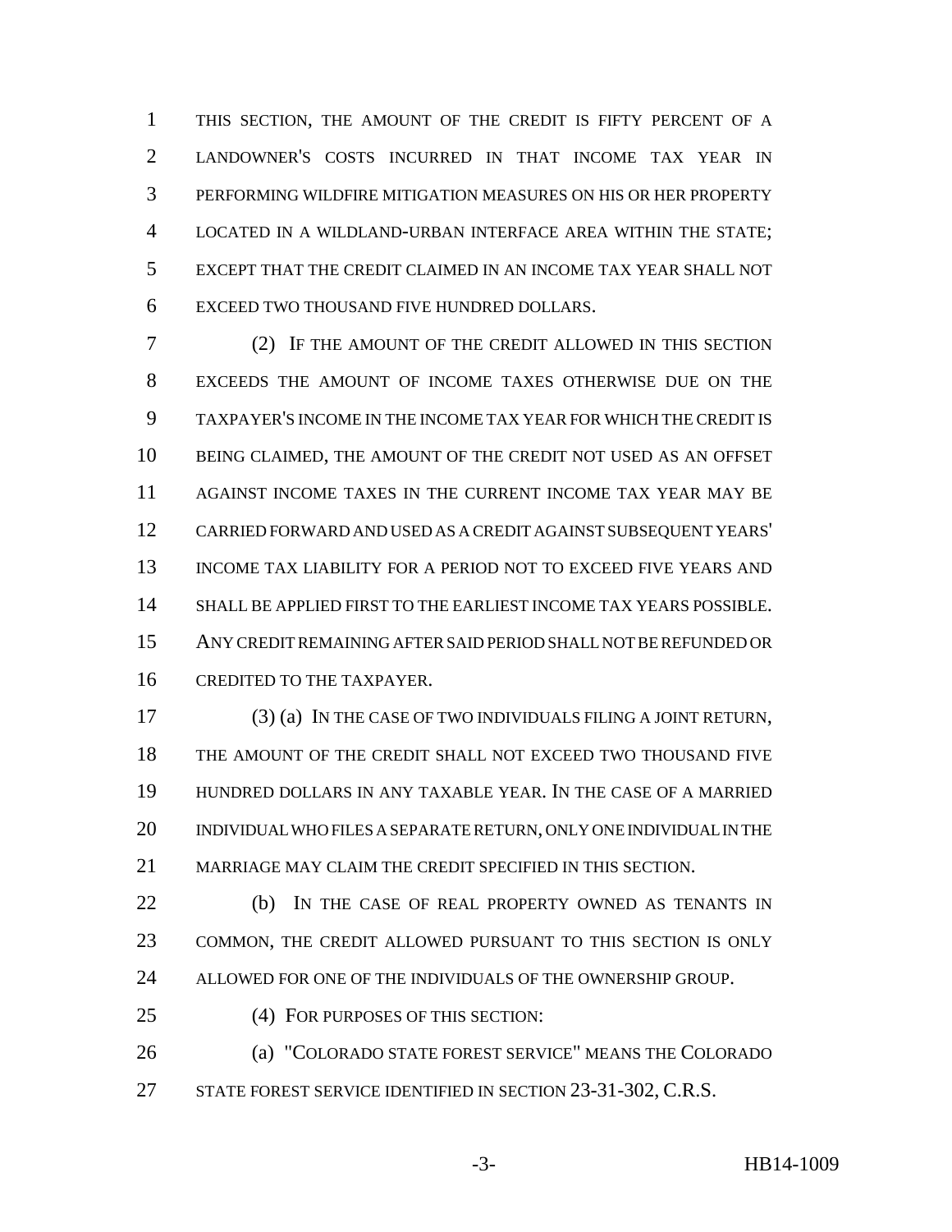THIS SECTION, THE AMOUNT OF THE CREDIT IS FIFTY PERCENT OF A LANDOWNER'S COSTS INCURRED IN THAT INCOME TAX YEAR IN PERFORMING WILDFIRE MITIGATION MEASURES ON HIS OR HER PROPERTY LOCATED IN A WILDLAND-URBAN INTERFACE AREA WITHIN THE STATE; EXCEPT THAT THE CREDIT CLAIMED IN AN INCOME TAX YEAR SHALL NOT EXCEED TWO THOUSAND FIVE HUNDRED DOLLARS.

(2) IF THE AMOUNT OF THE CREDIT ALLOWED IN THIS SECTION EXCEEDS THE AMOUNT OF INCOME TAXES OTHERWISE DUE ON THE TAXPAYER'S INCOME IN THE INCOME TAX YEAR FOR WHICH THE CREDIT IS BEING CLAIMED, THE AMOUNT OF THE CREDIT NOT USED AS AN OFFSET AGAINST INCOME TAXES IN THE CURRENT INCOME TAX YEAR MAY BE CARRIED FORWARD AND USED AS A CREDIT AGAINST SUBSEQUENT YEARS' INCOME TAX LIABILITY FOR A PERIOD NOT TO EXCEED FIVE YEARS AND SHALL BE APPLIED FIRST TO THE EARLIEST INCOME TAX YEARS POSSIBLE. ANY CREDIT REMAINING AFTER SAID PERIOD SHALL NOT BE REFUNDED OR CREDITED TO THE TAXPAYER.

(3) (a) IN THE CASE OF TWO INDIVIDUALS FILING A JOINT RETURN, THE AMOUNT OF THE CREDIT SHALL NOT EXCEED TWO THOUSAND FIVE HUNDRED DOLLARS IN ANY TAXABLE YEAR. IN THE CASE OF A MARRIED INDIVIDUAL WHO FILES A SEPARATE RETURN, ONLY ONE INDIVIDUAL IN THE MARRIAGE MAY CLAIM THE CREDIT SPECIFIED IN THIS SECTION.

(b) IN THE CASE OF REAL PROPERTY OWNED AS TENANTS IN COMMON, THE CREDIT ALLOWED PURSUANT TO THIS SECTION IS ONLY ALLOWED FOR ONE OF THE INDIVIDUALS OF THE OWNERSHIP GROUP.

(4) FOR PURPOSES OF THIS SECTION:

(a) "COLORADO STATE FOREST SERVICE" MEANS THE COLORADO STATE FOREST SERVICE IDENTIFIED IN SECTION 23-31-302, C.R.S.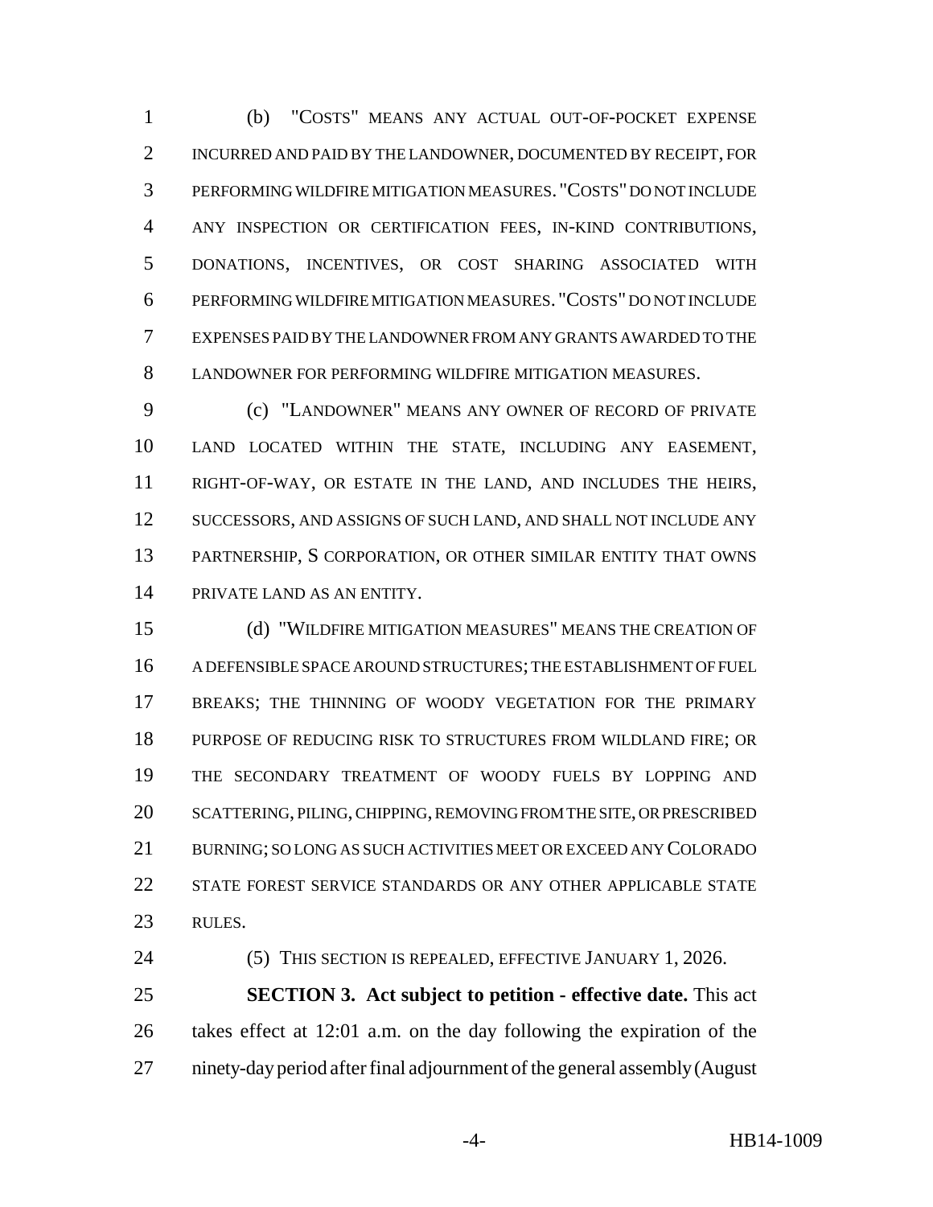(b) "COSTS" MEANS ANY ACTUAL OUT-OF-POCKET EXPENSE INCURRED AND PAID BY THE LANDOWNER, DOCUMENTED BY RECEIPT, FOR PERFORMING WILDFIRE MITIGATION MEASURES. "COSTS" DO NOT INCLUDE ANY INSPECTION OR CERTIFICATION FEES, IN-KIND CONTRIBUTIONS, DONATIONS, INCENTIVES, OR COST SHARING ASSOCIATED WITH PERFORMING WILDFIRE MITIGATION MEASURES. "COSTS" DO NOT INCLUDE EXPENSES PAID BY THE LANDOWNER FROM ANY GRANTS AWARDED TO THE LANDOWNER FOR PERFORMING WILDFIRE MITIGATION MEASURES.

(c) "LANDOWNER" MEANS ANY OWNER OF RECORD OF PRIVATE LAND LOCATED WITHIN THE STATE, INCLUDING ANY EASEMENT, RIGHT-OF-WAY, OR ESTATE IN THE LAND, AND INCLUDES THE HEIRS, SUCCESSORS, AND ASSIGNS OF SUCH LAND, AND SHALL NOT INCLUDE ANY PARTNERSHIP, S CORPORATION, OR OTHER SIMILAR ENTITY THAT OWNS PRIVATE LAND AS AN ENTITY.

(d) "WILDFIRE MITIGATION MEASURES" MEANS THE CREATION OF A DEFENSIBLE SPACE AROUND STRUCTURES; THE ESTABLISHMENT OF FUEL BREAKS; THE THINNING OF WOODY VEGETATION FOR THE PRIMARY PURPOSE OF REDUCING RISK TO STRUCTURES FROM WILDLAND FIRE; OR THE SECONDARY TREATMENT OF WOODY FUELS BY LOPPING AND SCATTERING, PILING, CHIPPING, REMOVING FROM THE SITE, OR PRESCRIBED BURNING; SO LONG AS SUCH ACTIVITIES MEET OR EXCEED ANY COLORADO STATE FOREST SERVICE STANDARDS OR ANY OTHER APPLICABLE STATE RULES.

(5) THIS SECTION IS REPEALED, EFFECTIVE JANUARY 1, 2026.

**SECTION 3. Act subject to petition - effective date.** This act takes effect at 12:01 a.m. on the day following the expiration of the ninety-day period after final adjournment of the general assembly (August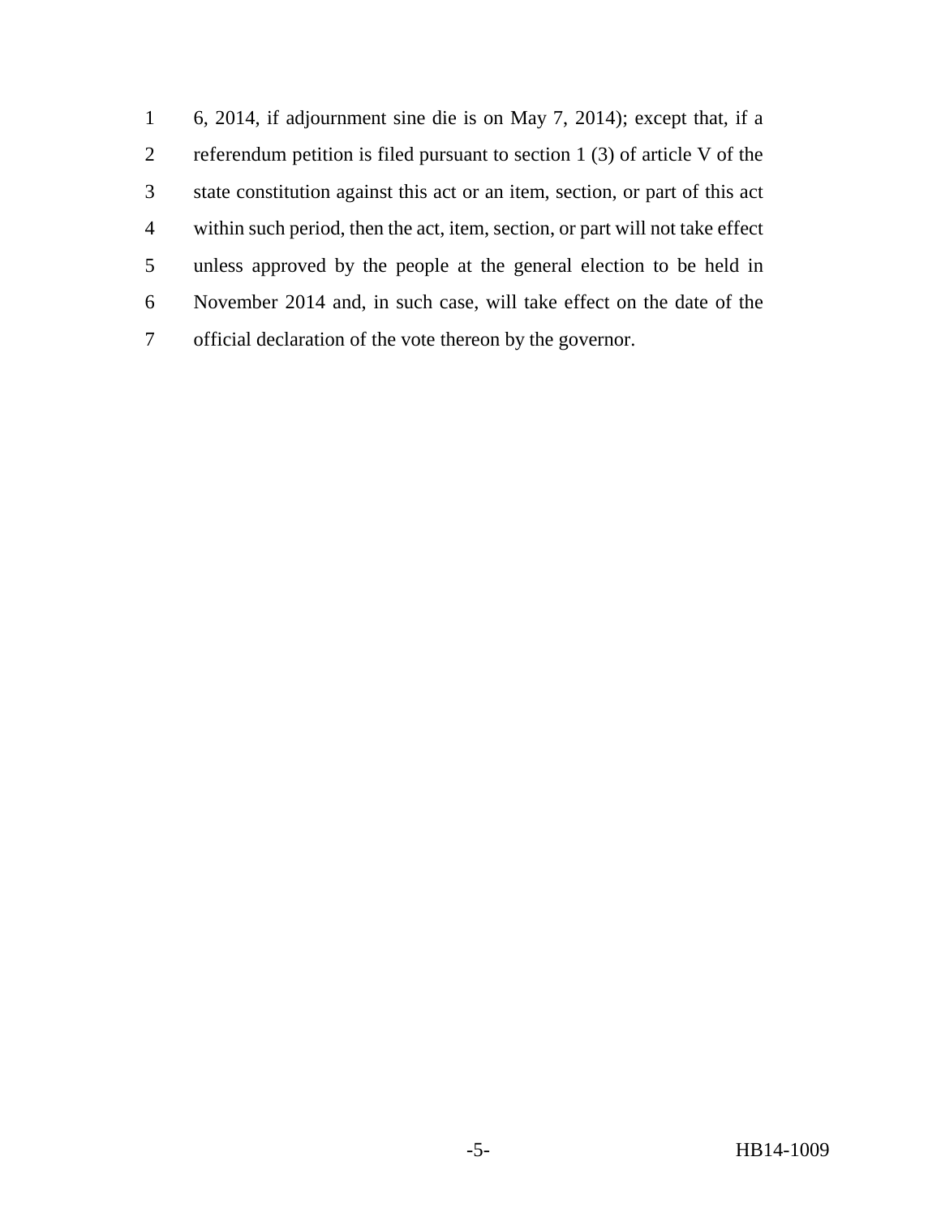6, 2014, if adjournment sine die is on May 7, 2014); except that, if a referendum petition is filed pursuant to section 1 (3) of article V of the state constitution against this act or an item, section, or part of this act within such period, then the act, item, section, or part will not take effect unless approved by the people at the general election to be held in November 2014 and, in such case, will take effect on the date of the official declaration of the vote thereon by the governor.